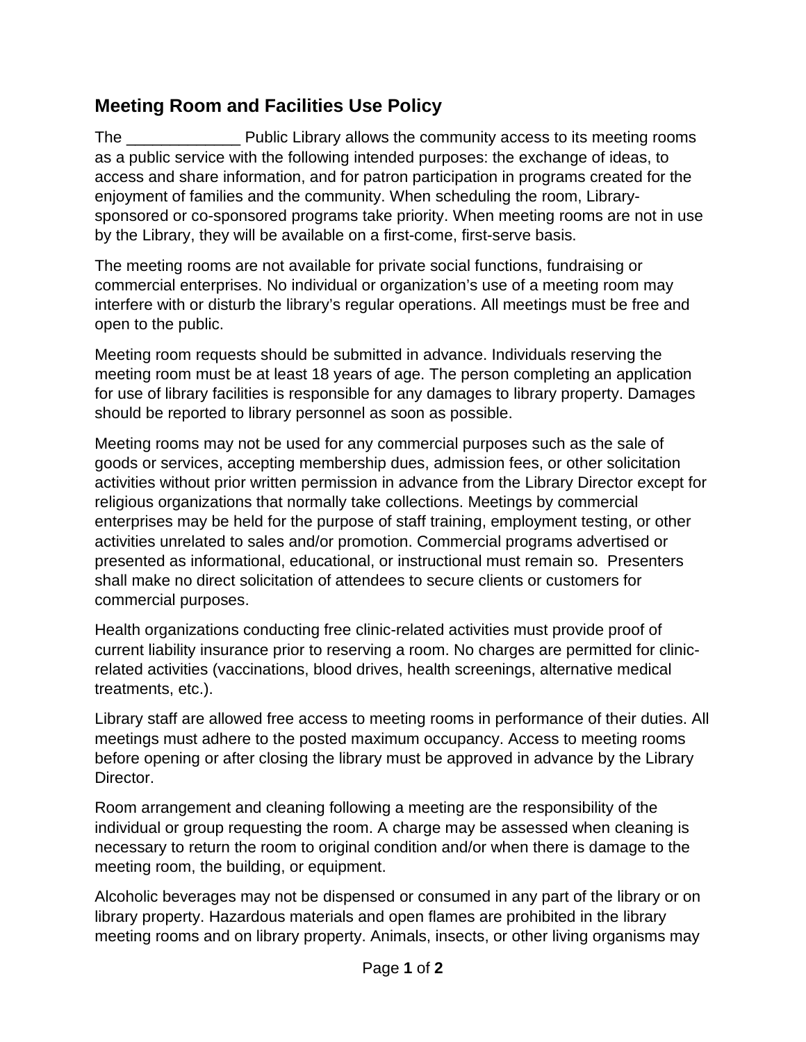## Meeting Room and Facilities Use Policy

The _____________ Public Library allows the community access to its meeting rooms as a public service with the following intended purposes: the exchange of ideas, to access and share information, and for patron participation in programs created for the enjoyment of families and the community. When scheduling the room, Library-sponsored or co-sponsored programs take priority. When meeting rooms are not in use by the Library, they will be available on a first-come, first-serve basis.

The meeting rooms are not available for private social functions, fundraising or commercial enterprises. No individual or organization's use of a meeting room may interfere with or disturb the library's regular operations. All meetings must be free and open to the public.

Meeting room requests should be submitted in advance. Individuals reserving the meeting room must be at least 18 years of age. The person completing an application for use of library facilities is responsible for any damages to library property. Damages should be reported to library personnel as soon as possible.

Meeting rooms may not be used for any commercial purposes such as the sale of goods or services, accepting membership dues, admission fees, or other solicitation activities without prior written permission in advance from the Library Director except for religious organizations that normally take collections. Meetings by commercial enterprises may be held for the purpose of staff training, employment testing, or other activities unrelated to sales and/or promotion. Commercial programs advertised or presented as informational, educational, or instructional must remain so. Presenters shall make no direct solicitation of attendees to secure clients or customers for commercial purposes.

Health organizations conducting free clinic-related activities must provide proof of current liability insurance prior to reserving a room. No charges are permitted for clinic-related activities (vaccinations, blood drives, health screenings, alternative medical treatments, etc.).

Library staff are allowed free access to meeting rooms in performance of their duties. All meetings must adhere to the posted maximum occupancy. Access to meeting rooms before opening or after closing the library must be approved in advance by the Library Director.

Room arrangement and cleaning following a meeting are the responsibility of the individual or group requesting the room. A charge may be assessed when cleaning is necessary to return the room to original condition and/or when there is damage to the meeting room, the building, or equipment.

Alcoholic beverages may not be dispensed or consumed in any part of the library or on library property. Hazardous materials and open flames are prohibited in the library meeting rooms and on library property. Animals, insects, or other living organisms may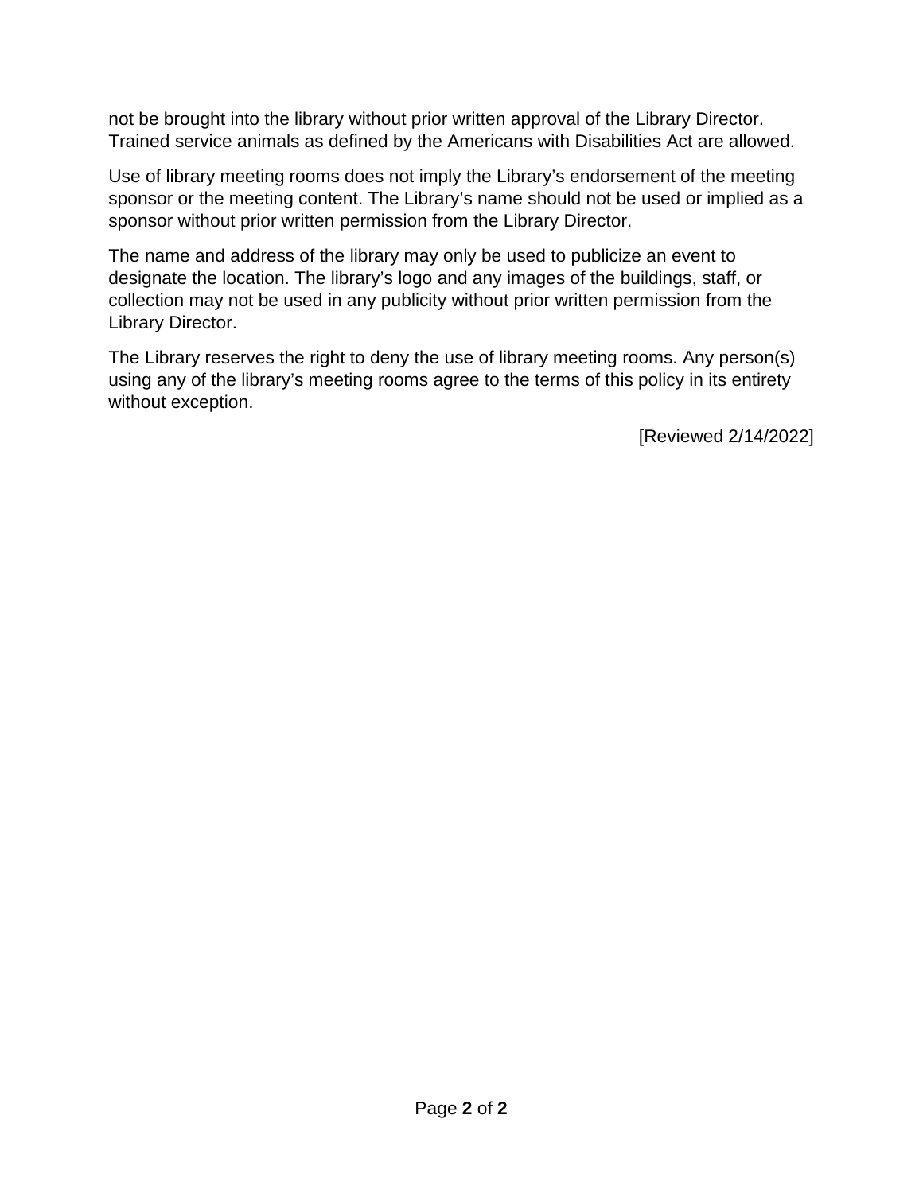not be brought into the library without prior written approval of the Library Director. Trained service animals as defined by the Americans with Disabilities Act are allowed.

Use of library meeting rooms does not imply the Library's endorsement of the meeting sponsor or the meeting content. The Library's name should not be used or implied as a sponsor without prior written permission from the Library Director.

The name and address of the library may only be used to publicize an event to designate the location. The library's logo and any images of the buildings, staff, or collection may not be used in any publicity without prior written permission from the Library Director.

The Library reserves the right to deny the use of library meeting rooms. Any person(s) using any of the library's meeting rooms agree to the terms of this policy in its entirety without exception.

[Reviewed 2/14/2022]